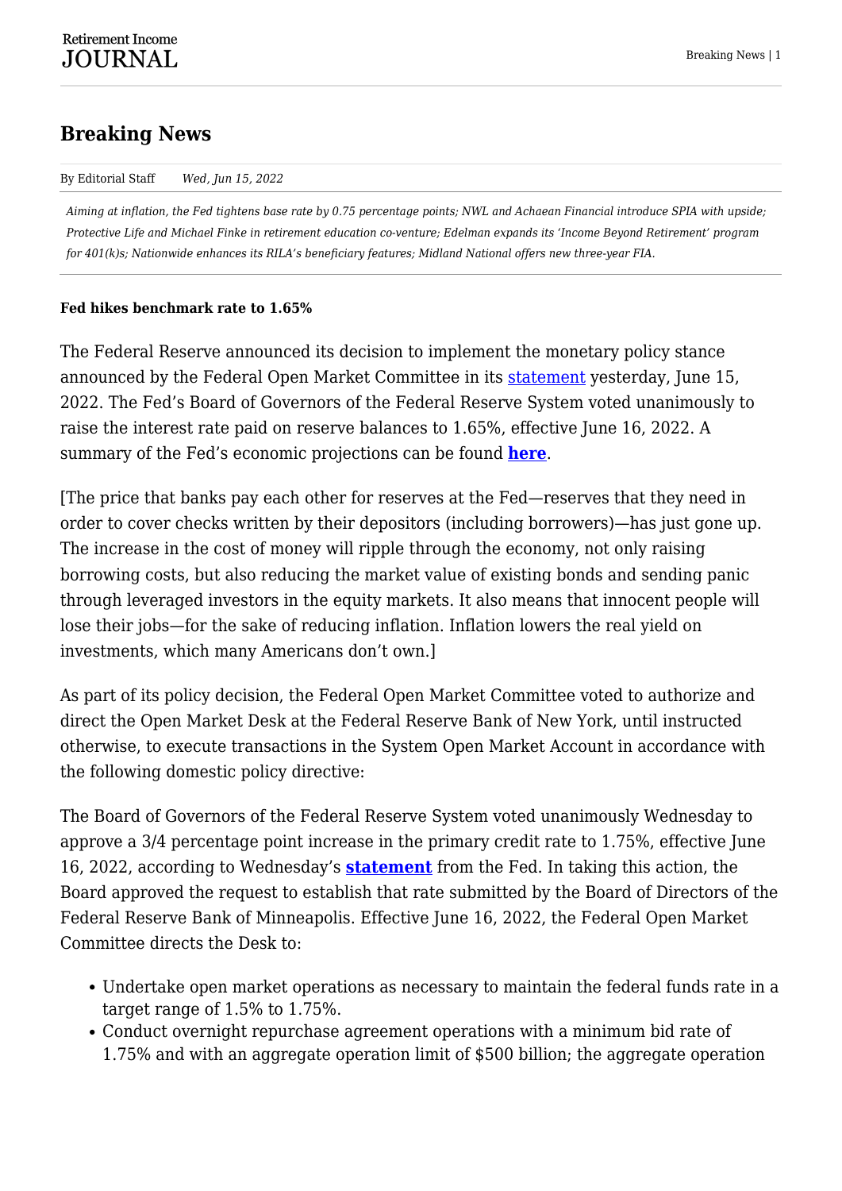# Breaking News

By Editorial Staff *Wed, Jun 15, 2022*

*Aiming at inflation, the Fed tightens base rate by 0.75 percentage points; NWL and Achaean Financial introduce SPIA with upside; Protective Life and Michael Finke in retirement education co-venture; Edelman expands its 'Income Beyond Retirement' program for 401(k)s; Nationwide enhances its RILA's beneficiary features; Midland National offers new three-year FIA.*

**Fed hikes benchmark rate to 1.65%**

The Federal Reserve announced its decision to implement the monetary policy stance announced by the Federal Open Market Committee in its statement yesterday, June 15, 2022. The Fed's Board of Governors of the Federal Reserve System voted unanimously to raise the interest rate paid on reserve balances to 1.65%, effective June 16, 2022. A summary of the Fed's economic projections can be found **here**.

[The price that banks pay each other for reserves at the Fed—reserves that they need in order to cover checks written by their depositors (including borrowers)—has just gone up. The increase in the cost of money will ripple through the economy, not only raising borrowing costs, but also reducing the market value of existing bonds and sending panic through leveraged investors in the equity markets. It also means that innocent people will lose their jobs—for the sake of reducing inflation. Inflation lowers the real yield on investments, which many Americans don't own.]

As part of its policy decision, the Federal Open Market Committee voted to authorize and direct the Open Market Desk at the Federal Reserve Bank of New York, until instructed otherwise, to execute transactions in the System Open Market Account in accordance with the following domestic policy directive:

The Board of Governors of the Federal Reserve System voted unanimously Wednesday to approve a 3/4 percentage point increase in the primary credit rate to 1.75%, effective June 16, 2022, according to Wednesday's **statement** from the Fed. In taking this action, the Board approved the request to establish that rate submitted by the Board of Directors of the Federal Reserve Bank of Minneapolis. Effective June 16, 2022, the Federal Open Market Committee directs the Desk to:

- Undertake open market operations as necessary to maintain the federal funds rate in a target range of 1.5% to 1.75%.
- Conduct overnight repurchase agreement operations with a minimum bid rate of 1.75% and with an aggregate operation limit of $500 billion; the aggregate operation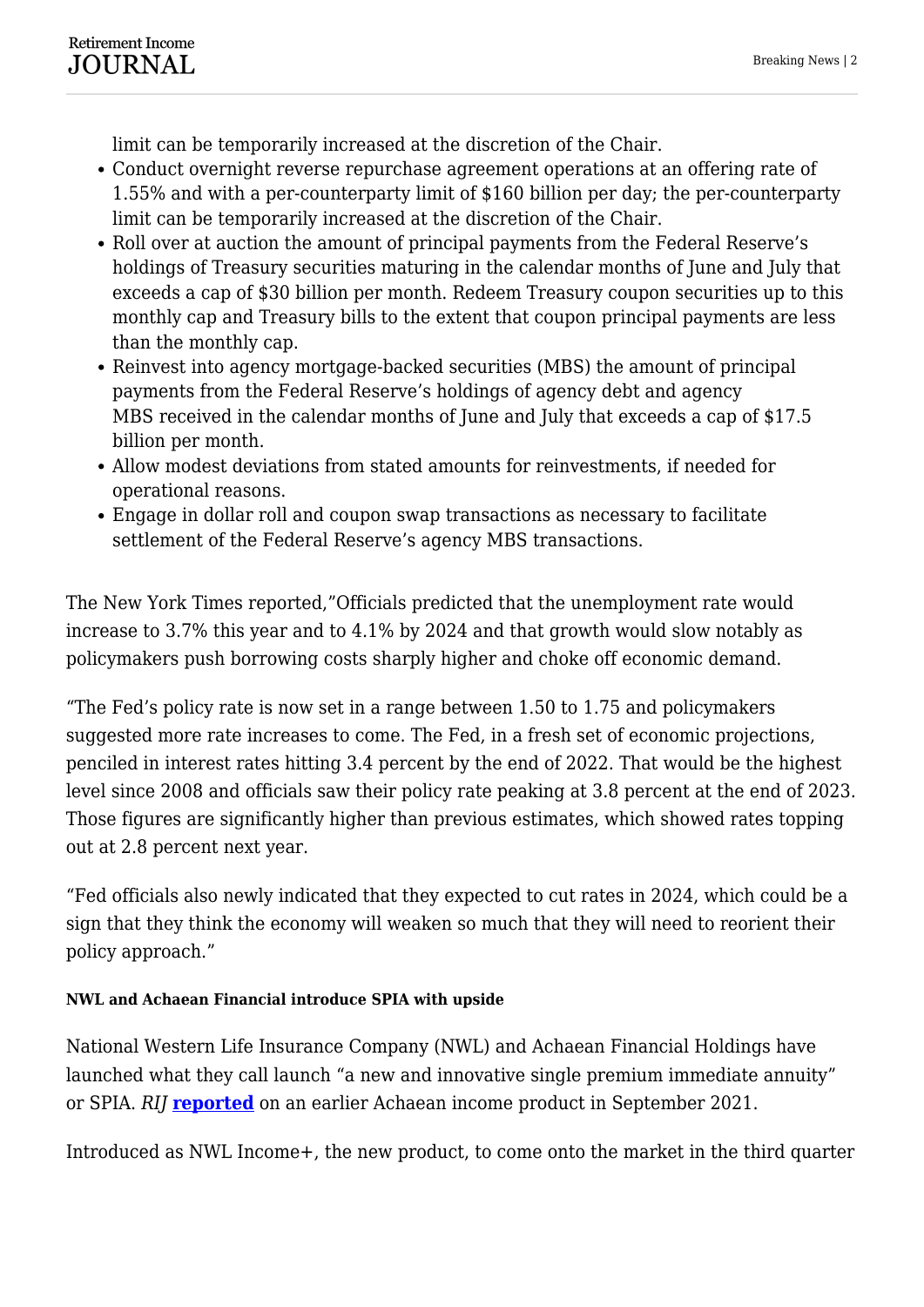limit can be temporarily increased at the discretion of the Chair.

- Conduct overnight reverse repurchase agreement operations at an offering rate of 1.55% and with a per-counterparty limit of $160 billion per day; the per-counterparty limit can be temporarily increased at the discretion of the Chair.
- Roll over at auction the amount of principal payments from the Federal Reserve's holdings of Treasury securities maturing in the calendar months of June and July that exceeds a cap of $30 billion per month. Redeem Treasury coupon securities up to this monthly cap and Treasury bills to the extent that coupon principal payments are less than the monthly cap.
- Reinvest into agency mortgage-backed securities (MBS) the amount of principal payments from the Federal Reserve's holdings of agency debt and agency MBS received in the calendar months of June and July that exceeds a cap of $17.5 billion per month.
- Allow modest deviations from stated amounts for reinvestments, if needed for operational reasons.
- Engage in dollar roll and coupon swap transactions as necessary to facilitate settlement of the Federal Reserve's agency MBS transactions.

The New York Times reported,"Officials predicted that the unemployment rate would increase to 3.7% this year and to 4.1% by 2024 and that growth would slow notably as policymakers push borrowing costs sharply higher and choke off economic demand.

"The Fed's policy rate is now set in a range between 1.50 to 1.75 and policymakers suggested more rate increases to come. The Fed, in a fresh set of economic projections, penciled in interest rates hitting 3.4 percent by the end of 2022. That would be the highest level since 2008 and officials saw their policy rate peaking at 3.8 percent at the end of 2023. Those figures are significantly higher than previous estimates, which showed rates topping out at 2.8 percent next year.

"Fed officials also newly indicated that they expected to cut rates in 2024, which could be a sign that they think the economy will weaken so much that they will need to reorient their policy approach."

#### NWL and Achaean Financial introduce SPIA with upside

National Western Life Insurance Company (NWL) and Achaean Financial Holdings have launched what they call launch "a new and innovative single premium immediate annuity" or SPIA. *RIJ* **reported** on an earlier Achaean income product in September 2021.

Introduced as NWL Income+, the new product, to come onto the market in the third quarter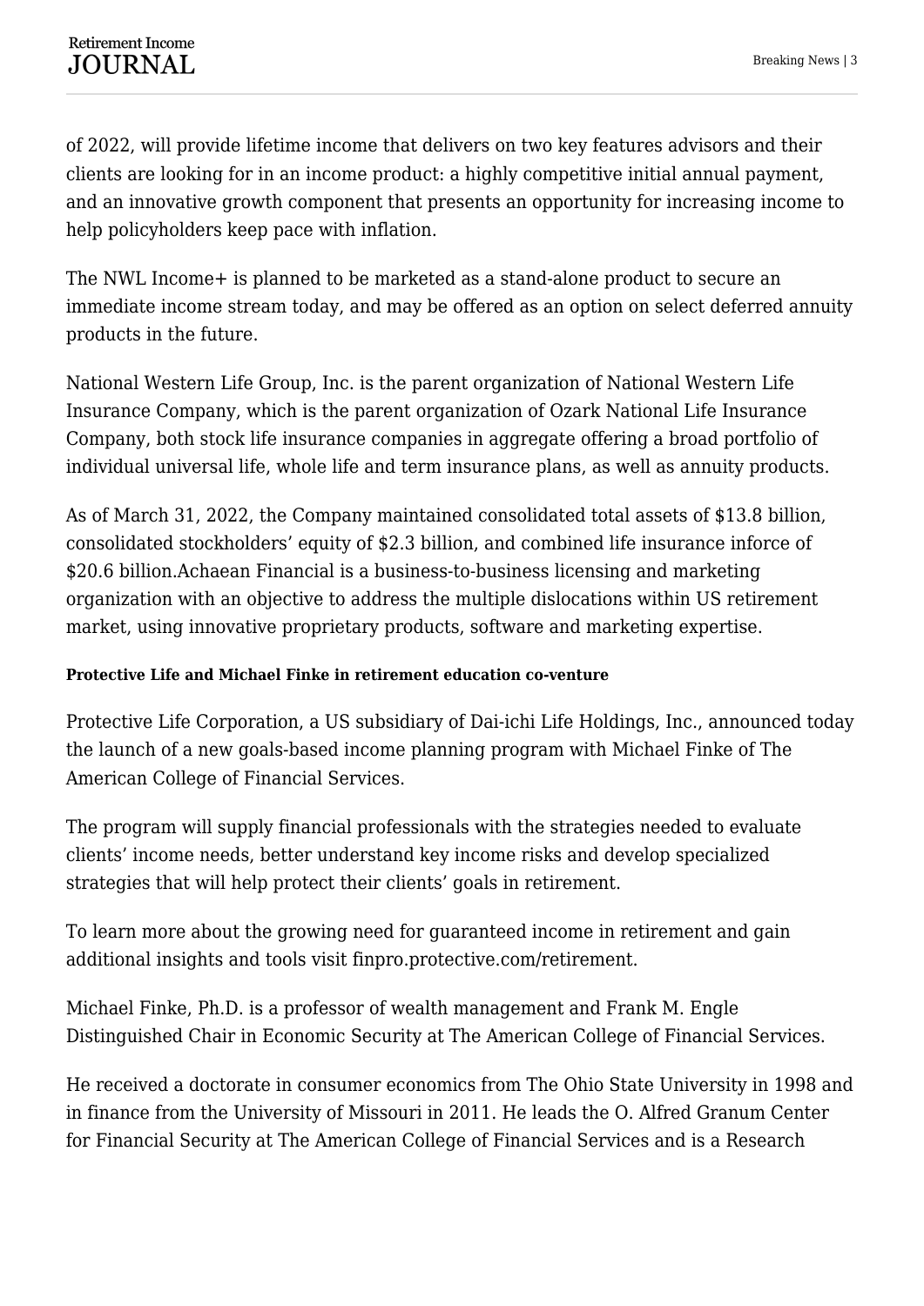of 2022, will provide lifetime income that delivers on two key features advisors and their clients are looking for in an income product: a highly competitive initial annual payment, and an innovative growth component that presents an opportunity for increasing income to help policyholders keep pace with inflation.

The NWL Income+ is planned to be marketed as a stand-alone product to secure an immediate income stream today, and may be offered as an option on select deferred annuity products in the future.

National Western Life Group, Inc. is the parent organization of National Western Life Insurance Company, which is the parent organization of Ozark National Life Insurance Company, both stock life insurance companies in aggregate offering a broad portfolio of individual universal life, whole life and term insurance plans, as well as annuity products.

As of March 31, 2022, the Company maintained consolidated total assets of $13.8 billion, consolidated stockholders' equity of $2.3 billion, and combined life insurance inforce of $20.6 billion.Achaean Financial is a business-to-business licensing and marketing organization with an objective to address the multiple dislocations within US retirement market, using innovative proprietary products, software and marketing expertise.

**Protective Life and Michael Finke in retirement education co-venture**

Protective Life Corporation, a US subsidiary of Dai-ichi Life Holdings, Inc., announced today the launch of a new goals-based income planning program with Michael Finke of The American College of Financial Services.

The program will supply financial professionals with the strategies needed to evaluate clients' income needs, better understand key income risks and develop specialized strategies that will help protect their clients' goals in retirement.

To learn more about the growing need for guaranteed income in retirement and gain additional insights and tools visit finpro.protective.com/retirement.

Michael Finke, Ph.D. is a professor of wealth management and Frank M. Engle Distinguished Chair in Economic Security at The American College of Financial Services.

He received a doctorate in consumer economics from The Ohio State University in 1998 and in finance from the University of Missouri in 2011. He leads the O. Alfred Granum Center for Financial Security at The American College of Financial Services and is a Research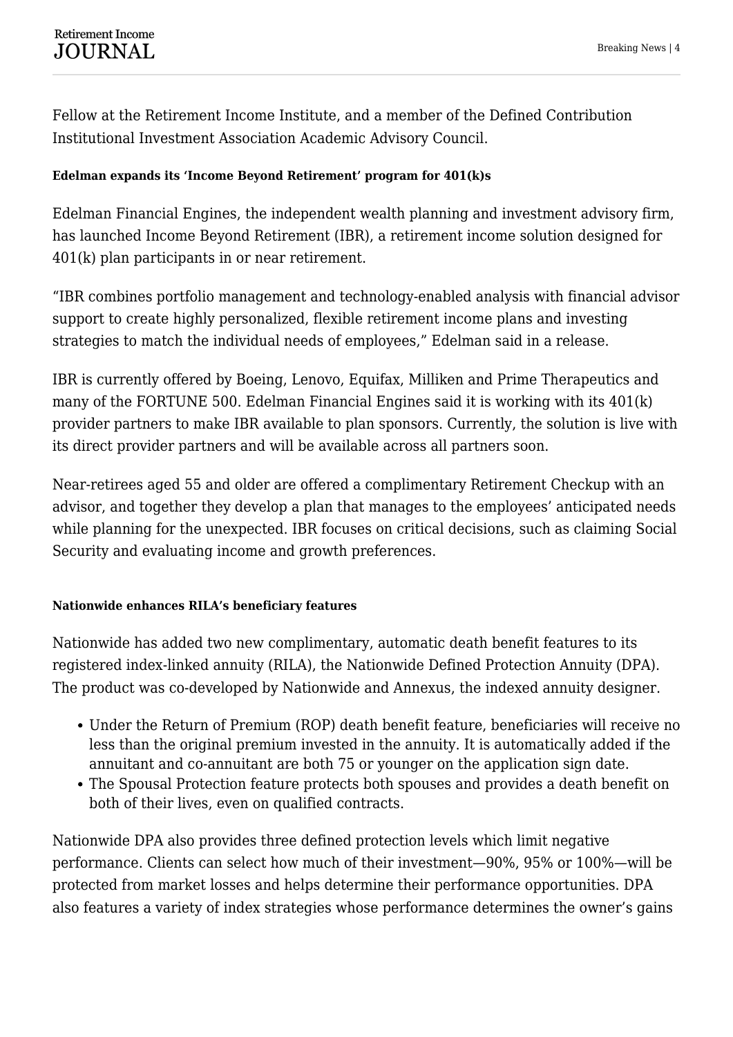Fellow at the Retirement Income Institute, and a member of the Defined Contribution Institutional Investment Association Academic Advisory Council.

**Edelman expands its 'Income Beyond Retirement' program for 401(k)s**

Edelman Financial Engines, the independent wealth planning and investment advisory firm, has launched Income Beyond Retirement (IBR), a retirement income solution designed for 401(k) plan participants in or near retirement.

"IBR combines portfolio management and technology-enabled analysis with financial advisor support to create highly personalized, flexible retirement income plans and investing strategies to match the individual needs of employees," Edelman said in a release.

IBR is currently offered by Boeing, Lenovo, Equifax, Milliken and Prime Therapeutics and many of the FORTUNE 500. Edelman Financial Engines said it is working with its 401(k) provider partners to make IBR available to plan sponsors. Currently, the solution is live with its direct provider partners and will be available across all partners soon.

Near-retirees aged 55 and older are offered a complimentary Retirement Checkup with an advisor, and together they develop a plan that manages to the employees' anticipated needs while planning for the unexpected. IBR focuses on critical decisions, such as claiming Social Security and evaluating income and growth preferences.

**Nationwide enhances RILA's beneficiary features**

Nationwide has added two new complimentary, automatic death benefit features to its registered index-linked annuity (RILA), the Nationwide Defined Protection Annuity (DPA). The product was co-developed by Nationwide and Annexus, the indexed annuity designer.

- Under the Return of Premium (ROP) death benefit feature, beneficiaries will receive no less than the original premium invested in the annuity. It is automatically added if the annuitant and co-annuitant are both 75 or younger on the application sign date.
- The Spousal Protection feature protects both spouses and provides a death benefit on both of their lives, even on qualified contracts.

Nationwide DPA also provides three defined protection levels which limit negative performance. Clients can select how much of their investment—90%, 95% or 100%—will be protected from market losses and helps determine their performance opportunities. DPA also features a variety of index strategies whose performance determines the owner's gains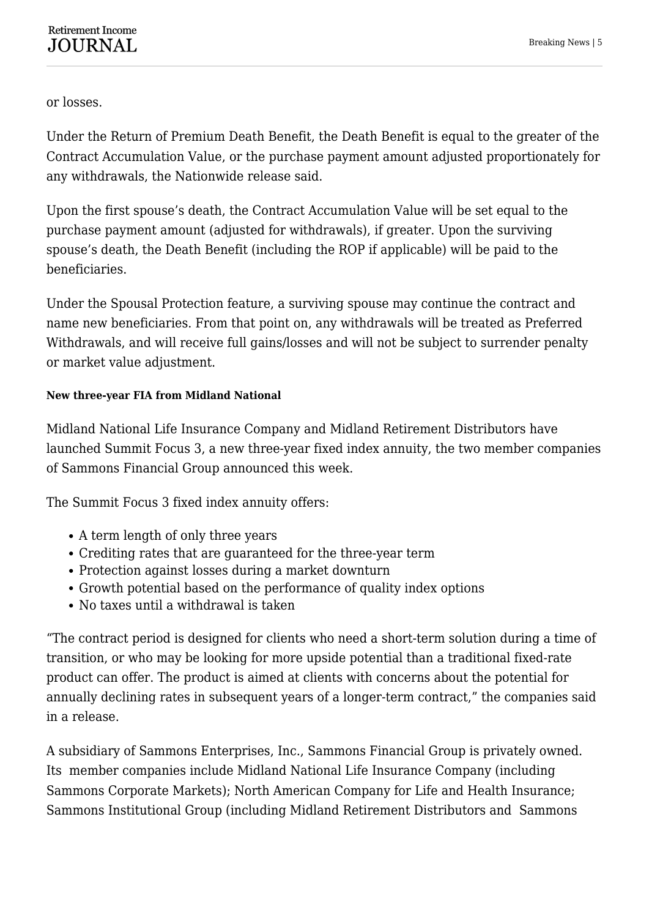or losses.

Under the Return of Premium Death Benefit, the Death Benefit is equal to the greater of the Contract Accumulation Value, or the purchase payment amount adjusted proportionately for any withdrawals, the Nationwide release said.

Upon the first spouse's death, the Contract Accumulation Value will be set equal to the purchase payment amount (adjusted for withdrawals), if greater. Upon the surviving spouse's death, the Death Benefit (including the ROP if applicable) will be paid to the beneficiaries.

Under the Spousal Protection feature, a surviving spouse may continue the contract and name new beneficiaries. From that point on, any withdrawals will be treated as Preferred Withdrawals, and will receive full gains/losses and will not be subject to surrender penalty or market value adjustment.

#### New three-year FIA from Midland National

Midland National Life Insurance Company and Midland Retirement Distributors have launched Summit Focus 3, a new three-year fixed index annuity, the two member companies of Sammons Financial Group announced this week.

The Summit Focus 3 fixed index annuity offers:

- A term length of only three years
- Crediting rates that are guaranteed for the three-year term
- Protection against losses during a market downturn
- Growth potential based on the performance of quality index options
- No taxes until a withdrawal is taken

"The contract period is designed for clients who need a short-term solution during a time of transition, or who may be looking for more upside potential than a traditional fixed-rate product can offer. The product is aimed at clients with concerns about the potential for annually declining rates in subsequent years of a longer-term contract," the companies said in a release.

A subsidiary of Sammons Enterprises, Inc., Sammons Financial Group is privately owned. Its member companies include Midland National Life Insurance Company (including Sammons Corporate Markets); North American Company for Life and Health Insurance; Sammons Institutional Group (including Midland Retirement Distributors and Sammons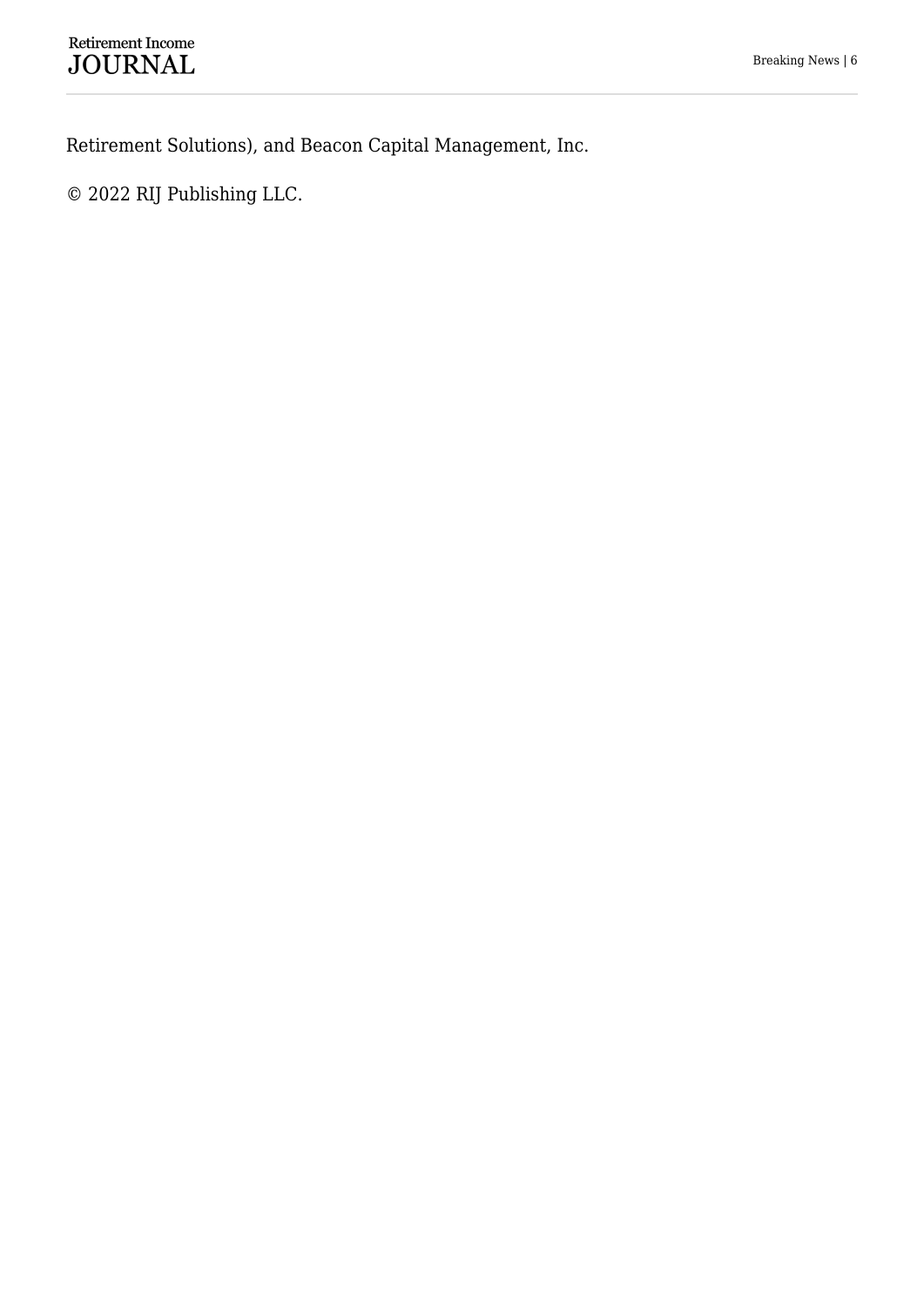Retirement Solutions), and Beacon Capital Management, Inc.

© 2022 RIJ Publishing LLC.